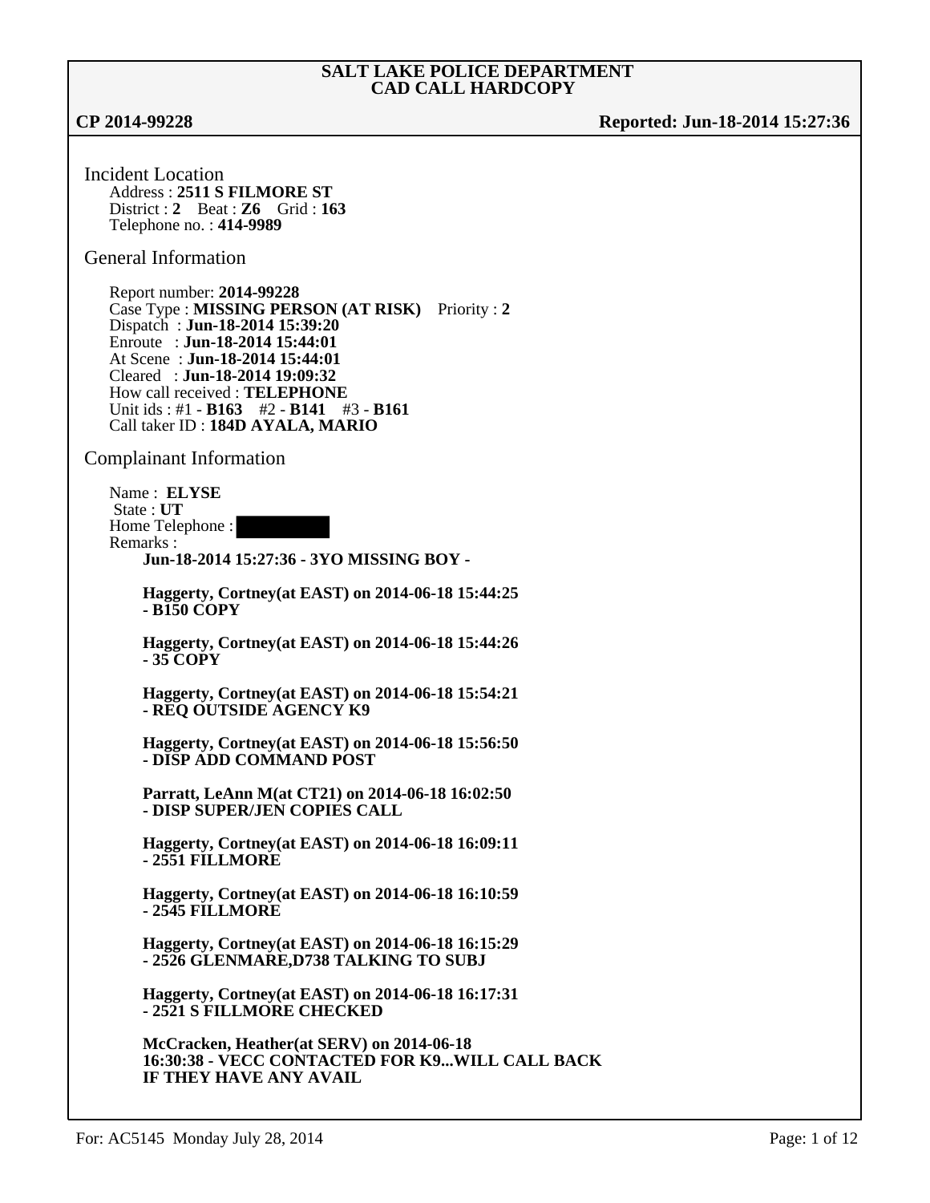# SALT LAKE POLICE DEPARTMENT
## CAD CALL HARDCOPY

**CP 2014-99228** **Reported: Jun-18-2014 15:27:36**

### Incident Location

Address : **2511 S FILMORE ST**
District : **2** Beat : **Z6** Grid : **163**
Telephone no. : **414-9989**

### General Information

Report number: **2014-99228**
Case Type : **MISSING PERSON (AT RISK)** Priority : **2**
Dispatch : **Jun-18-2014 15:39:20**
Enroute : **Jun-18-2014 15:44:01**
At Scene : **Jun-18-2014 15:44:01**
Cleared : **Jun-18-2014 19:09:32**
How call received : **TELEPHONE**
Unit ids : #1 - **B163** #2 - **B141** #3 - **B161**
Call taker ID : **184D AYALA, MARIO**

### Complainant Information

Name : **ELYSE**
State : **UT**
Home Telephone : [REDACTED]
Remarks :

**Jun-18-2014 15:27:36 - 3YO MISSING BOY -**

**Haggerty, Cortney(at EAST) on 2014-06-18 15:44:25 - B150 COPY**

**Haggerty, Cortney(at EAST) on 2014-06-18 15:44:26 - 35 COPY**

**Haggerty, Cortney(at EAST) on 2014-06-18 15:54:21 - REQ OUTSIDE AGENCY K9**

**Haggerty, Cortney(at EAST) on 2014-06-18 15:56:50 - DISP ADD COMMAND POST**

**Parratt, LeAnn M(at CT21) on 2014-06-18 16:02:50 - DISP SUPER/JEN COPIES CALL**

**Haggerty, Cortney(at EAST) on 2014-06-18 16:09:11 - 2551 FILLMORE**

**Haggerty, Cortney(at EAST) on 2014-06-18 16:10:59 - 2545 FILLMORE**

**Haggerty, Cortney(at EAST) on 2014-06-18 16:15:29 - 2526 GLENMARE,D738 TALKING TO SUBJ**

**Haggerty, Cortney(at EAST) on 2014-06-18 16:17:31 - 2521 S FILLMORE CHECKED**

**McCracken, Heather(at SERV) on 2014-06-18 16:30:38 - VECC CONTACTED FOR K9...WILL CALL BACK IF THEY HAVE ANY AVAIL**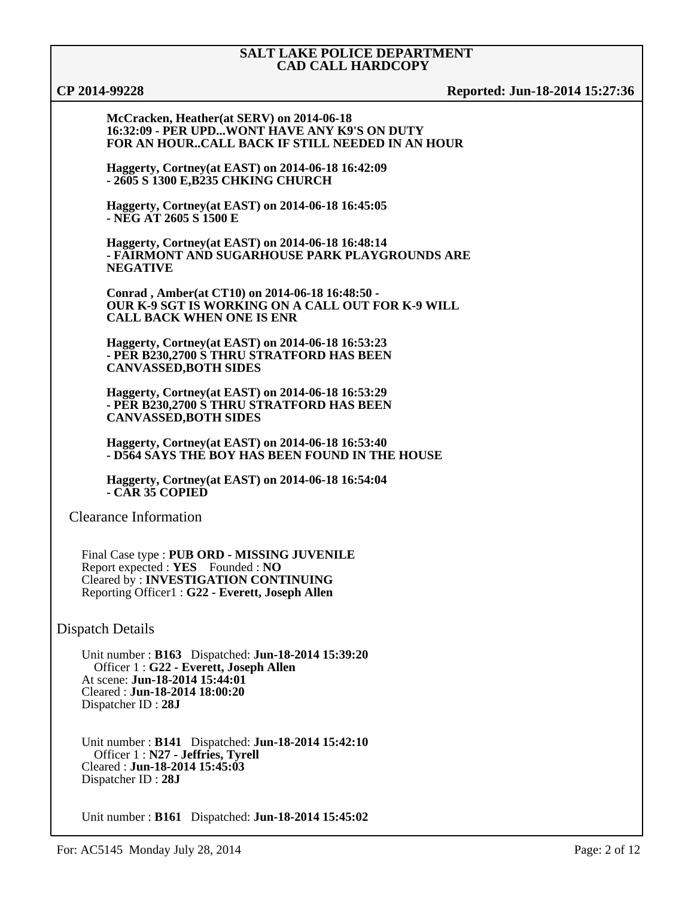**McCracken, Heather(at SERV) on 2014-06-18 16:32:09 - PER UPD...WONT HAVE ANY K9'S ON DUTY FOR AN HOUR..CALL BACK IF STILL NEEDED IN AN HOUR**

**Haggerty, Cortney(at EAST) on 2014-06-18 16:42:09 - 2605 S 1300 E,B235 CHKING CHURCH**

**Haggerty, Cortney(at EAST) on 2014-06-18 16:45:05 - NEG AT 2605 S 1500 E**

**Haggerty, Cortney(at EAST) on 2014-06-18 16:48:14 - FAIRMONT AND SUGARHOUSE PARK PLAYGROUNDS ARE NEGATIVE**

**Conrad , Amber(at CT10) on 2014-06-18 16:48:50 - OUR K-9 SGT IS WORKING ON A CALL OUT FOR K-9 WILL CALL BACK WHEN ONE IS ENR**

**Haggerty, Cortney(at EAST) on 2014-06-18 16:53:23 - PER B230,2700 S THRU STRATFORD HAS BEEN CANVASSED,BOTH SIDES**

**Haggerty, Cortney(at EAST) on 2014-06-18 16:53:29 - PER B230,2700 S THRU STRATFORD HAS BEEN CANVASSED,BOTH SIDES**

**Haggerty, Cortney(at EAST) on 2014-06-18 16:53:40 - D564 SAYS THE BOY HAS BEEN FOUND IN THE HOUSE**

**Haggerty, Cortney(at EAST) on 2014-06-18 16:54:04 - CAR 35 COPIED**

## Clearance Information

Final Case type : **PUB ORD - MISSING JUVENILE**
Report expected : **YES** Founded : **NO**
Cleared by : **INVESTIGATION CONTINUING**
Reporting Officer1 : **G22 - Everett, Joseph Allen**

## Dispatch Details

Unit number : **B163** Dispatched: **Jun-18-2014 15:39:20**
Officer 1 : **G22 - Everett, Joseph Allen**
At scene: **Jun-18-2014 15:44:01**
Cleared : **Jun-18-2014 18:00:20**
Dispatcher ID : **28J**

Unit number : **B141** Dispatched: **Jun-18-2014 15:42:10**
Officer 1 : **N27 - Jeffries, Tyrell**
Cleared : **Jun-18-2014 15:45:03**
Dispatcher ID : **28J**

Unit number : **B161** Dispatched: **Jun-18-2014 15:45:02**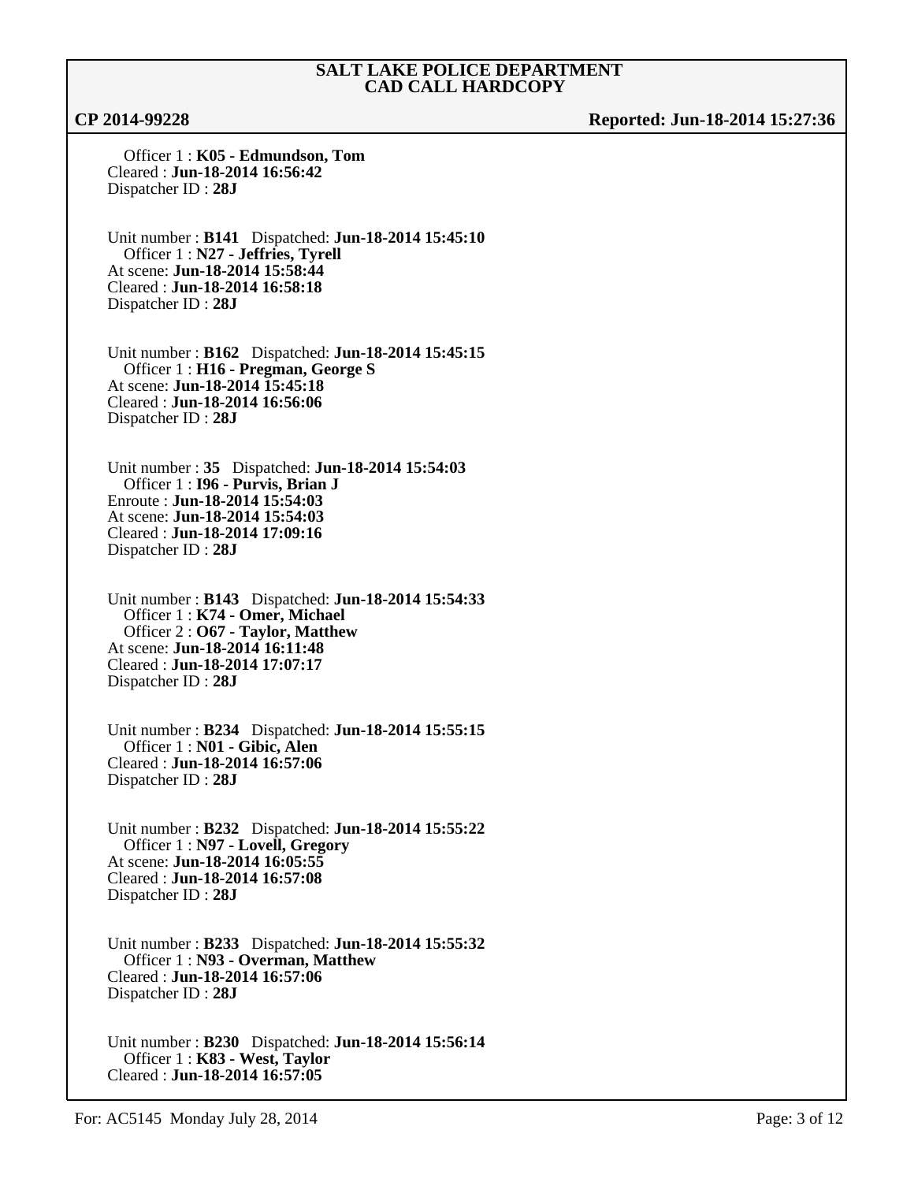**SALT LAKE POLICE DEPARTMENT**
**CAD CALL HARDCOPY**

**CP 2014-99228** **Reported: Jun-18-2014 15:27:36**

Officer 1 : **K05 - Edmundson, Tom**
Cleared : **Jun-18-2014 16:56:42**
Dispatcher ID : **28J**

Unit number : **B141** Dispatched: **Jun-18-2014 15:45:10**
Officer 1 : **N27 - Jeffries, Tyrell**
At scene: **Jun-18-2014 15:58:44**
Cleared : **Jun-18-2014 16:58:18**
Dispatcher ID : **28J**

Unit number : **B162** Dispatched: **Jun-18-2014 15:45:15**
Officer 1 : **H16 - Pregman, George S**
At scene: **Jun-18-2014 15:45:18**
Cleared : **Jun-18-2014 16:56:06**
Dispatcher ID : **28J**

Unit number : **35** Dispatched: **Jun-18-2014 15:54:03**
Officer 1 : **I96 - Purvis, Brian J**
Enroute : **Jun-18-2014 15:54:03**
At scene: **Jun-18-2014 15:54:03**
Cleared : **Jun-18-2014 17:09:16**
Dispatcher ID : **28J**

Unit number : **B143** Dispatched: **Jun-18-2014 15:54:33**
Officer 1 : **K74 - Omer, Michael**
Officer 2 : **O67 - Taylor, Matthew**
At scene: **Jun-18-2014 16:11:48**
Cleared : **Jun-18-2014 17:07:17**
Dispatcher ID : **28J**

Unit number : **B234** Dispatched: **Jun-18-2014 15:55:15**
Officer 1 : **N01 - Gibic, Alen**
Cleared : **Jun-18-2014 16:57:06**
Dispatcher ID : **28J**

Unit number : **B232** Dispatched: **Jun-18-2014 15:55:22**
Officer 1 : **N97 - Lovell, Gregory**
At scene: **Jun-18-2014 16:05:55**
Cleared : **Jun-18-2014 16:57:08**
Dispatcher ID : **28J**

Unit number : **B233** Dispatched: **Jun-18-2014 15:55:32**
Officer 1 : **N93 - Overman, Matthew**
Cleared : **Jun-18-2014 16:57:06**
Dispatcher ID : **28J**

Unit number : **B230** Dispatched: **Jun-18-2014 15:56:14**
Officer 1 : **K83 - West, Taylor**
Cleared : **Jun-18-2014 16:57:05**

For: AC5145 Monday July 28, 2014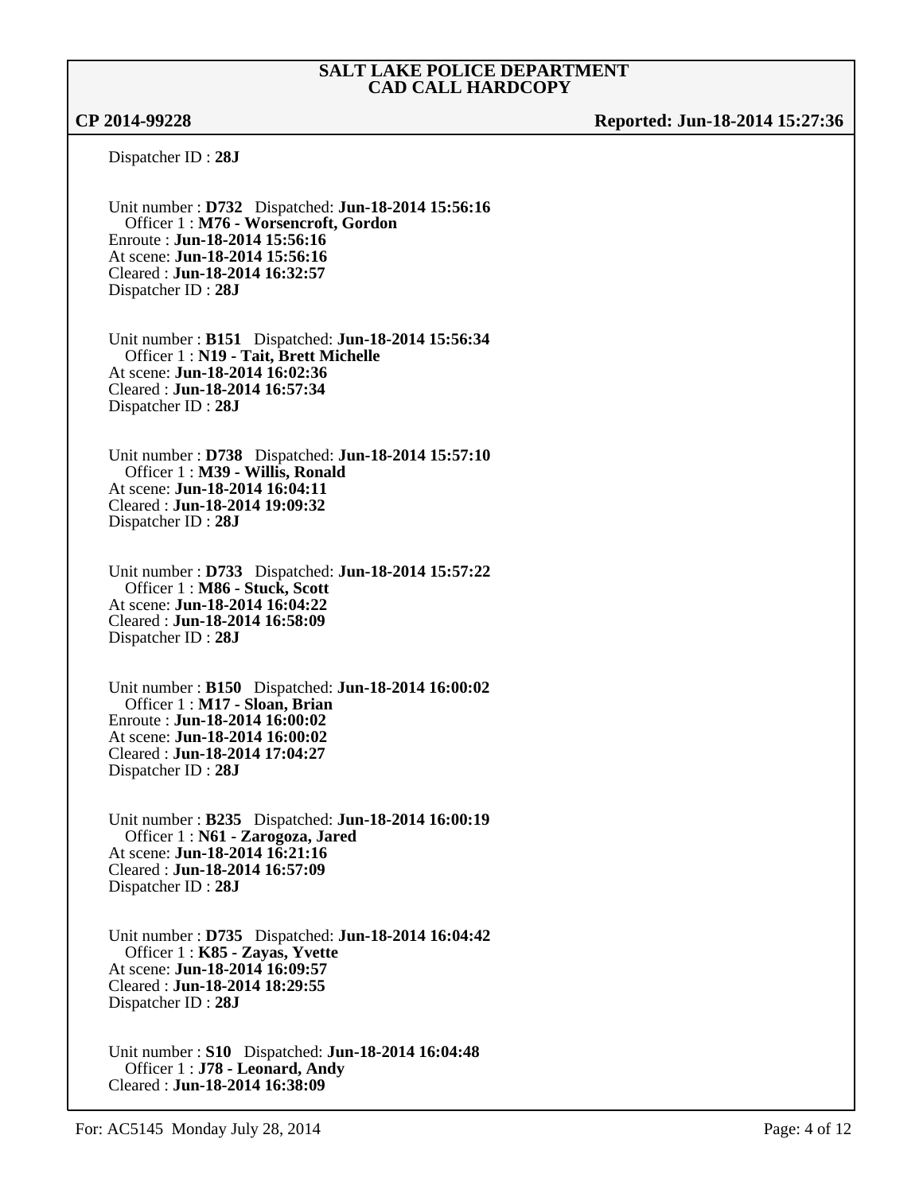**SALT LAKE POLICE DEPARTMENT**
**CAD CALL HARDCOPY**

**CP 2014-99228** **Reported: Jun-18-2014 15:27:36**

Dispatcher ID : **28J**

Unit number : **D732** Dispatched: **Jun-18-2014 15:56:16**
Officer 1 : **M76 - Worsencroft, Gordon**
Enroute : **Jun-18-2014 15:56:16**
At scene: **Jun-18-2014 15:56:16**
Cleared : **Jun-18-2014 16:32:57**
Dispatcher ID : **28J**

Unit number : **B151** Dispatched: **Jun-18-2014 15:56:34**
Officer 1 : **N19 - Tait, Brett Michelle**
At scene: **Jun-18-2014 16:02:36**
Cleared : **Jun-18-2014 16:57:34**
Dispatcher ID : **28J**

Unit number : **D738** Dispatched: **Jun-18-2014 15:57:10**
Officer 1 : **M39 - Willis, Ronald**
At scene: **Jun-18-2014 16:04:11**
Cleared : **Jun-18-2014 19:09:32**
Dispatcher ID : **28J**

Unit number : **D733** Dispatched: **Jun-18-2014 15:57:22**
Officer 1 : **M86 - Stuck, Scott**
At scene: **Jun-18-2014 16:04:22**
Cleared : **Jun-18-2014 16:58:09**
Dispatcher ID : **28J**

Unit number : **B150** Dispatched: **Jun-18-2014 16:00:02**
Officer 1 : **M17 - Sloan, Brian**
Enroute : **Jun-18-2014 16:00:02**
At scene: **Jun-18-2014 16:00:02**
Cleared : **Jun-18-2014 17:04:27**
Dispatcher ID : **28J**

Unit number : **B235** Dispatched: **Jun-18-2014 16:00:19**
Officer 1 : **N61 - Zarogoza, Jared**
At scene: **Jun-18-2014 16:21:16**
Cleared : **Jun-18-2014 16:57:09**
Dispatcher ID : **28J**

Unit number : **D735** Dispatched: **Jun-18-2014 16:04:42**
Officer 1 : **K85 - Zayas, Yvette**
At scene: **Jun-18-2014 16:09:57**
Cleared : **Jun-18-2014 18:29:55**
Dispatcher ID : **28J**

Unit number : **S10** Dispatched: **Jun-18-2014 16:04:48**
Officer 1 : **J78 - Leonard, Andy**
Cleared : **Jun-18-2014 16:38:09**

For: AC5145 Monday July 28, 2014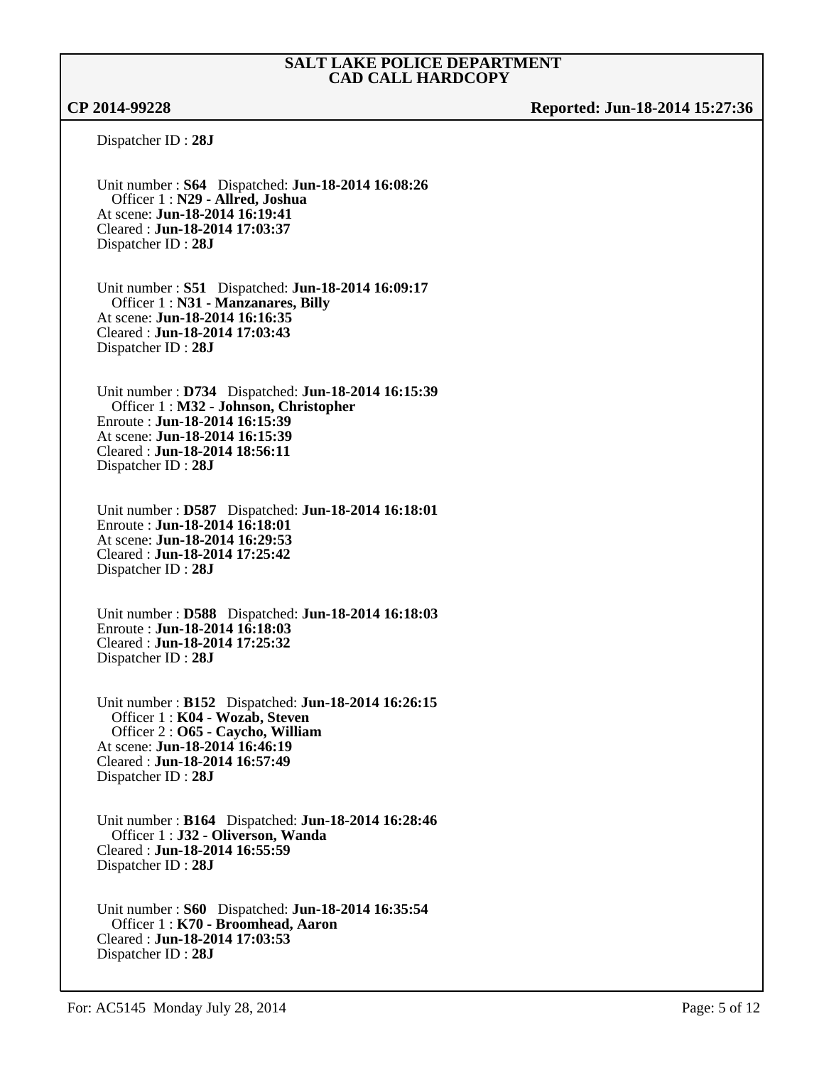**SALT LAKE POLICE DEPARTMENT**
**CAD CALL HARDCOPY**

**CP 2014-99228** **Reported: Jun-18-2014 15:27:36**

Dispatcher ID : **28J**

Unit number : **S64** Dispatched: **Jun-18-2014 16:08:26**
Officer 1 : **N29 - Allred, Joshua**
At scene: **Jun-18-2014 16:19:41**
Cleared : **Jun-18-2014 17:03:37**
Dispatcher ID : **28J**

Unit number : **S51** Dispatched: **Jun-18-2014 16:09:17**
Officer 1 : **N31 - Manzanares, Billy**
At scene: **Jun-18-2014 16:16:35**
Cleared : **Jun-18-2014 17:03:43**
Dispatcher ID : **28J**

Unit number : **D734** Dispatched: **Jun-18-2014 16:15:39**
Officer 1 : **M32 - Johnson, Christopher**
Enroute : **Jun-18-2014 16:15:39**
At scene: **Jun-18-2014 16:15:39**
Cleared : **Jun-18-2014 18:56:11**
Dispatcher ID : **28J**

Unit number : **D587** Dispatched: **Jun-18-2014 16:18:01**
Enroute : **Jun-18-2014 16:18:01**
At scene: **Jun-18-2014 16:29:53**
Cleared : **Jun-18-2014 17:25:42**
Dispatcher ID : **28J**

Unit number : **D588** Dispatched: **Jun-18-2014 16:18:03**
Enroute : **Jun-18-2014 16:18:03**
Cleared : **Jun-18-2014 17:25:32**
Dispatcher ID : **28J**

Unit number : **B152** Dispatched: **Jun-18-2014 16:26:15**
Officer 1 : **K04 - Wozab, Steven**
Officer 2 : **O65 - Caycho, William**
At scene: **Jun-18-2014 16:46:19**
Cleared : **Jun-18-2014 16:57:49**
Dispatcher ID : **28J**

Unit number : **B164** Dispatched: **Jun-18-2014 16:28:46**
Officer 1 : **J32 - Oliverson, Wanda**
Cleared : **Jun-18-2014 16:55:59**
Dispatcher ID : **28J**

Unit number : **S60** Dispatched: **Jun-18-2014 16:35:54**
Officer 1 : **K70 - Broomhead, Aaron**
Cleared : **Jun-18-2014 17:03:53**
Dispatcher ID : **28J**

For: AC5145 Monday July 28, 2014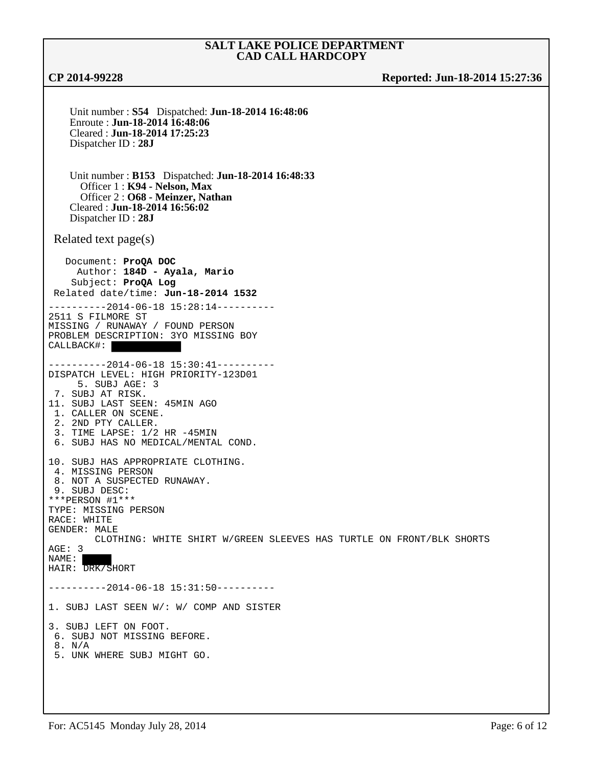**SALT LAKE POLICE DEPARTMENT**
**CAD CALL HARDCOPY**

**CP 2014-99228** **Reported: Jun-18-2014 15:27:36**

Unit number : **S54** Dispatched: **Jun-18-2014 16:48:06**
Enroute : **Jun-18-2014 16:48:06**
Cleared : **Jun-18-2014 17:25:23**
Dispatcher ID : **28J**

Unit number : **B153** Dispatched: **Jun-18-2014 16:48:33**
Officer 1 : **K94 - Nelson, Max**
Officer 2 : **O68 - Meinzer, Nathan**
Cleared : **Jun-18-2014 16:56:02**
Dispatcher ID : **28J**

Related text page(s)

Document: **ProQA DOC**
Author: **184D - Ayala, Mario**
Subject: **ProQA Log**
Related date/time: **Jun-18-2014 1532**

```
----------2014-06-18 15:28:14----------
2511 S FILMORE ST
MISSING / RUNAWAY / FOUND PERSON
PROBLEM DESCRIPTION: 3YO MISSING BOY
CALLBACK#: [REDACTED]

----------2014-06-18 15:30:41----------
DISPATCH LEVEL: HIGH PRIORITY-123D01
     5. SUBJ AGE: 3
 7. SUBJ AT RISK.
11. SUBJ LAST SEEN: 45MIN AGO
 1. CALLER ON SCENE.
 2. 2ND PTY CALLER.
 3. TIME LAPSE: 1/2 HR -45MIN
 6. SUBJ HAS NO MEDICAL/MENTAL COND.

10. SUBJ HAS APPROPRIATE CLOTHING.
 4. MISSING PERSON
 8. NOT A SUSPECTED RUNAWAY.
 9. SUBJ DESC:
***PERSON #1***
TYPE: MISSING PERSON
RACE: WHITE
GENDER: MALE
        CLOTHING: WHITE SHIRT W/GREEN SLEEVES HAS TURTLE ON FRONT/BLK SHORTS
AGE: 3
NAME: [REDACTED]
HAIR: DRK/SHORT

----------2014-06-18 15:31:50----------

1. SUBJ LAST SEEN W/: W/ COMP AND SISTER

3. SUBJ LEFT ON FOOT.
 6. SUBJ NOT MISSING BEFORE.
 8. N/A
 5. UNK WHERE SUBJ MIGHT GO.
```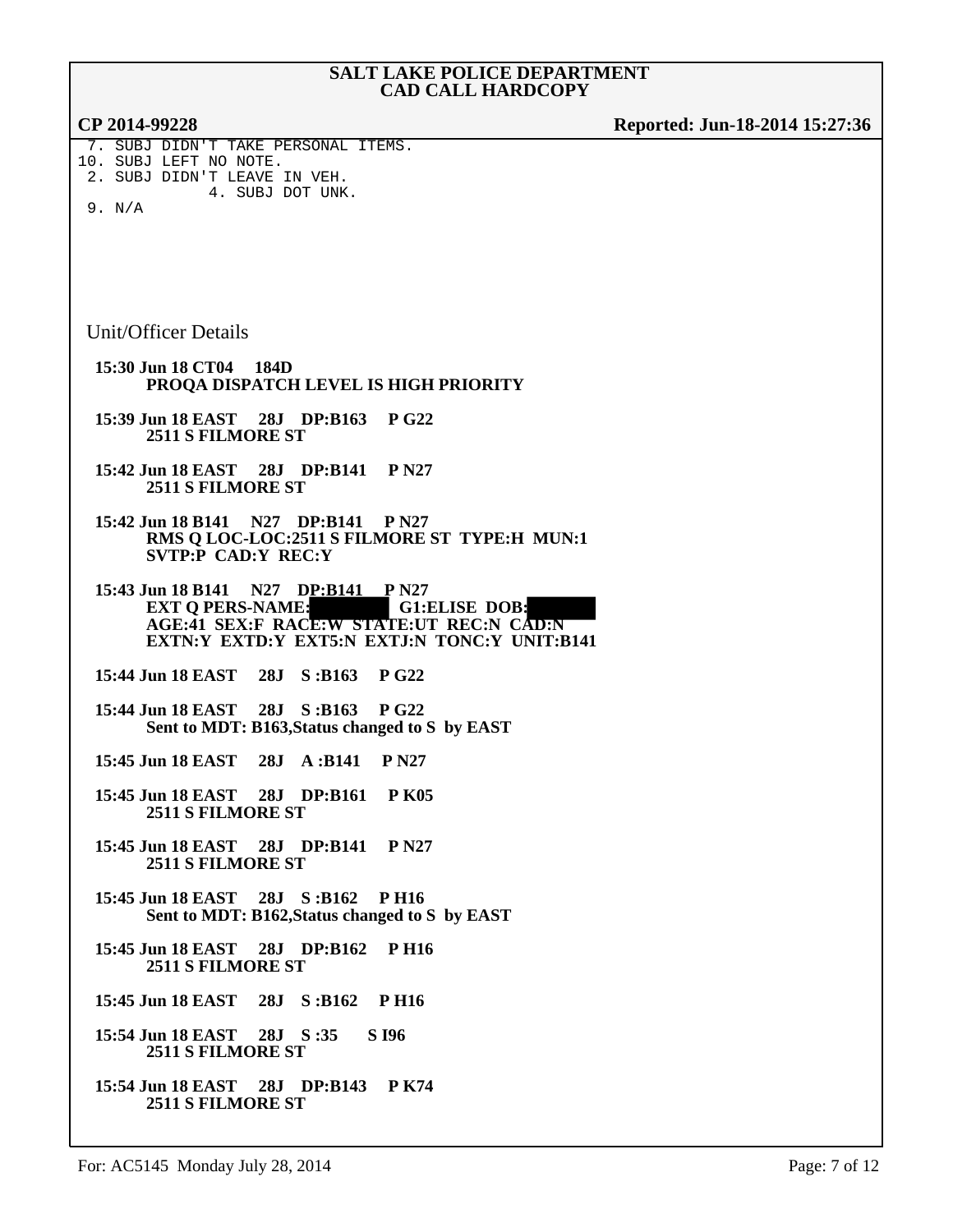# SALT LAKE POLICE DEPARTMENT
## CAD CALL HARDCOPY

**CP 2014-99228** **Reported: Jun-18-2014 15:27:36**

```
 7. SUBJ DIDN'T TAKE PERSONAL ITEMS.
10. SUBJ LEFT NO NOTE.
 2. SUBJ DIDN'T LEAVE IN VEH.
              4. SUBJ DOT UNK.
 9. N/A
```

### Unit/Officer Details

**15:30 Jun 18 CT04 184D**
**PROQA DISPATCH LEVEL IS HIGH PRIORITY**

**15:39 Jun 18 EAST 28J DP:B163 P G22**
**2511 S FILMORE ST**

**15:42 Jun 18 EAST 28J DP:B141 P N27**
**2511 S FILMORE ST**

**15:42 Jun 18 B141 N27 DP:B141 P N27**
**RMS Q LOC-LOC:2511 S FILMORE ST TYPE:H MUN:1**
**SVTP:P CAD:Y REC:Y**

**15:43 Jun 18 B141 N27 DP:B141 P N27**
**EXT Q PERS-NAME:[REDACTED] G1:ELISE DOB:[REDACTED]**
**AGE:41 SEX:F RACE:W STATE:UT REC:N CAD:N**
**EXTN:Y EXTD:Y EXT5:N EXTJ:N TONC:Y UNIT:B141**

**15:44 Jun 18 EAST 28J S :B163 P G22**

**15:44 Jun 18 EAST 28J S :B163 P G22**
**Sent to MDT: B163,Status changed to S by EAST**

**15:45 Jun 18 EAST 28J A :B141 P N27**

**15:45 Jun 18 EAST 28J DP:B161 P K05**
**2511 S FILMORE ST**

**15:45 Jun 18 EAST 28J DP:B141 P N27**
**2511 S FILMORE ST**

**15:45 Jun 18 EAST 28J S :B162 P H16**
**Sent to MDT: B162,Status changed to S by EAST**

**15:45 Jun 18 EAST 28J DP:B162 P H16**
**2511 S FILMORE ST**

**15:45 Jun 18 EAST 28J S :B162 P H16**

**15:54 Jun 18 EAST 28J S :35 S I96**
**2511 S FILMORE ST**

**15:54 Jun 18 EAST 28J DP:B143 P K74**
**2511 S FILMORE ST**

For: AC5145 Monday July 28, 2014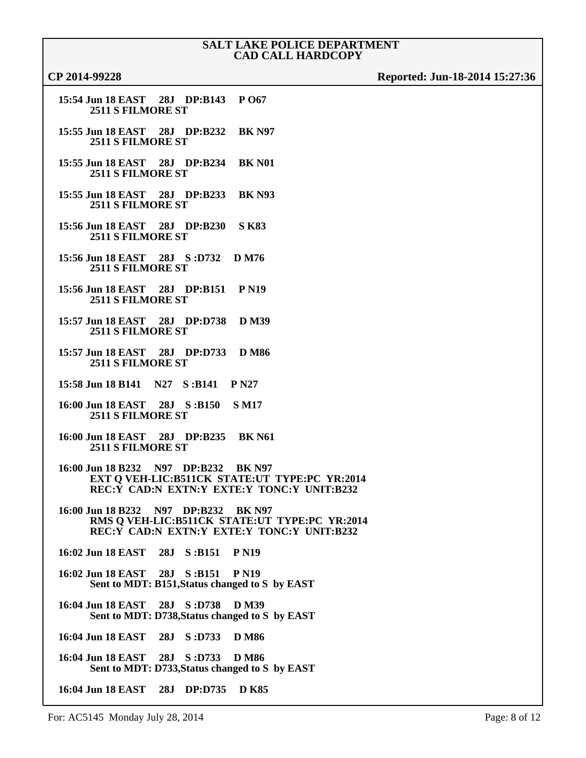**SALT LAKE POLICE DEPARTMENT**
**CAD CALL HARDCOPY**

**CP 2014-99228** **Reported: Jun-18-2014 15:27:36**

**15:54 Jun 18 EAST 28J DP:B143 P O67**
**2511 S FILMORE ST**

**15:55 Jun 18 EAST 28J DP:B232 BK N97**
**2511 S FILMORE ST**

**15:55 Jun 18 EAST 28J DP:B234 BK N01**
**2511 S FILMORE ST**

**15:55 Jun 18 EAST 28J DP:B233 BK N93**
**2511 S FILMORE ST**

**15:56 Jun 18 EAST 28J DP:B230 S K83**
**2511 S FILMORE ST**

**15:56 Jun 18 EAST 28J S :D732 D M76**
**2511 S FILMORE ST**

**15:56 Jun 18 EAST 28J DP:B151 P N19**
**2511 S FILMORE ST**

**15:57 Jun 18 EAST 28J DP:D738 D M39**
**2511 S FILMORE ST**

**15:57 Jun 18 EAST 28J DP:D733 D M86**
**2511 S FILMORE ST**

**15:58 Jun 18 B141 N27 S :B141 P N27**

**16:00 Jun 18 EAST 28J S :B150 S M17**
**2511 S FILMORE ST**

**16:00 Jun 18 EAST 28J DP:B235 BK N61**
**2511 S FILMORE ST**

**16:00 Jun 18 B232 N97 DP:B232 BK N97**
**EXT Q VEH-LIC:B511CK STATE:UT TYPE:PC YR:2014**
**REC:Y CAD:N EXTN:Y EXTE:Y TONC:Y UNIT:B232**

**16:00 Jun 18 B232 N97 DP:B232 BK N97**
**RMS Q VEH-LIC:B511CK STATE:UT TYPE:PC YR:2014**
**REC:Y CAD:N EXTN:Y EXTE:Y TONC:Y UNIT:B232**

**16:02 Jun 18 EAST 28J S :B151 P N19**

**16:02 Jun 18 EAST 28J S :B151 P N19**
**Sent to MDT: B151,Status changed to S by EAST**

**16:04 Jun 18 EAST 28J S :D738 D M39**
**Sent to MDT: D738,Status changed to S by EAST**

**16:04 Jun 18 EAST 28J S :D733 D M86**

**16:04 Jun 18 EAST 28J S :D733 D M86**
**Sent to MDT: D733,Status changed to S by EAST**

**16:04 Jun 18 EAST 28J DP:D735 D K85**

For: AC5145 Monday July 28, 2014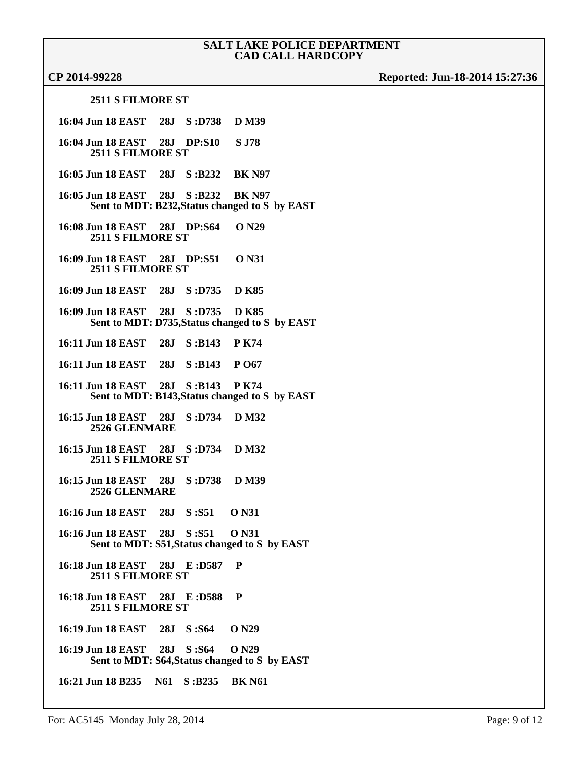**SALT LAKE POLICE DEPARTMENT**
**CAD CALL HARDCOPY**

**CP 2014-99228** **Reported: Jun-18-2014 15:27:36**

**2511 S FILMORE ST**

**16:04 Jun 18 EAST 28J S :D738 D M39**

**16:04 Jun 18 EAST 28J DP:S10 S J78**
**2511 S FILMORE ST**

**16:05 Jun 18 EAST 28J S :B232 BK N97**

**16:05 Jun 18 EAST 28J S :B232 BK N97**
**Sent to MDT: B232,Status changed to S by EAST**

**16:08 Jun 18 EAST 28J DP:S64 O N29**
**2511 S FILMORE ST**

**16:09 Jun 18 EAST 28J DP:S51 O N31**
**2511 S FILMORE ST**

**16:09 Jun 18 EAST 28J S :D735 D K85**

**16:09 Jun 18 EAST 28J S :D735 D K85**
**Sent to MDT: D735,Status changed to S by EAST**

**16:11 Jun 18 EAST 28J S :B143 P K74**

**16:11 Jun 18 EAST 28J S :B143 P O67**

**16:11 Jun 18 EAST 28J S :B143 P K74**
**Sent to MDT: B143,Status changed to S by EAST**

**16:15 Jun 18 EAST 28J S :D734 D M32**
**2526 GLENMARE**

**16:15 Jun 18 EAST 28J S :D734 D M32**
**2511 S FILMORE ST**

**16:15 Jun 18 EAST 28J S :D738 D M39**
**2526 GLENMARE**

**16:16 Jun 18 EAST 28J S :S51 O N31**

**16:16 Jun 18 EAST 28J S :S51 O N31**
**Sent to MDT: S51,Status changed to S by EAST**

**16:18 Jun 18 EAST 28J E :D587 P**
**2511 S FILMORE ST**

**16:18 Jun 18 EAST 28J E :D588 P**
**2511 S FILMORE ST**

**16:19 Jun 18 EAST 28J S :S64 O N29**

**16:19 Jun 18 EAST 28J S :S64 O N29**
**Sent to MDT: S64,Status changed to S by EAST**

**16:21 Jun 18 B235 N61 S :B235 BK N61**

For: AC5145 Monday July 28, 2014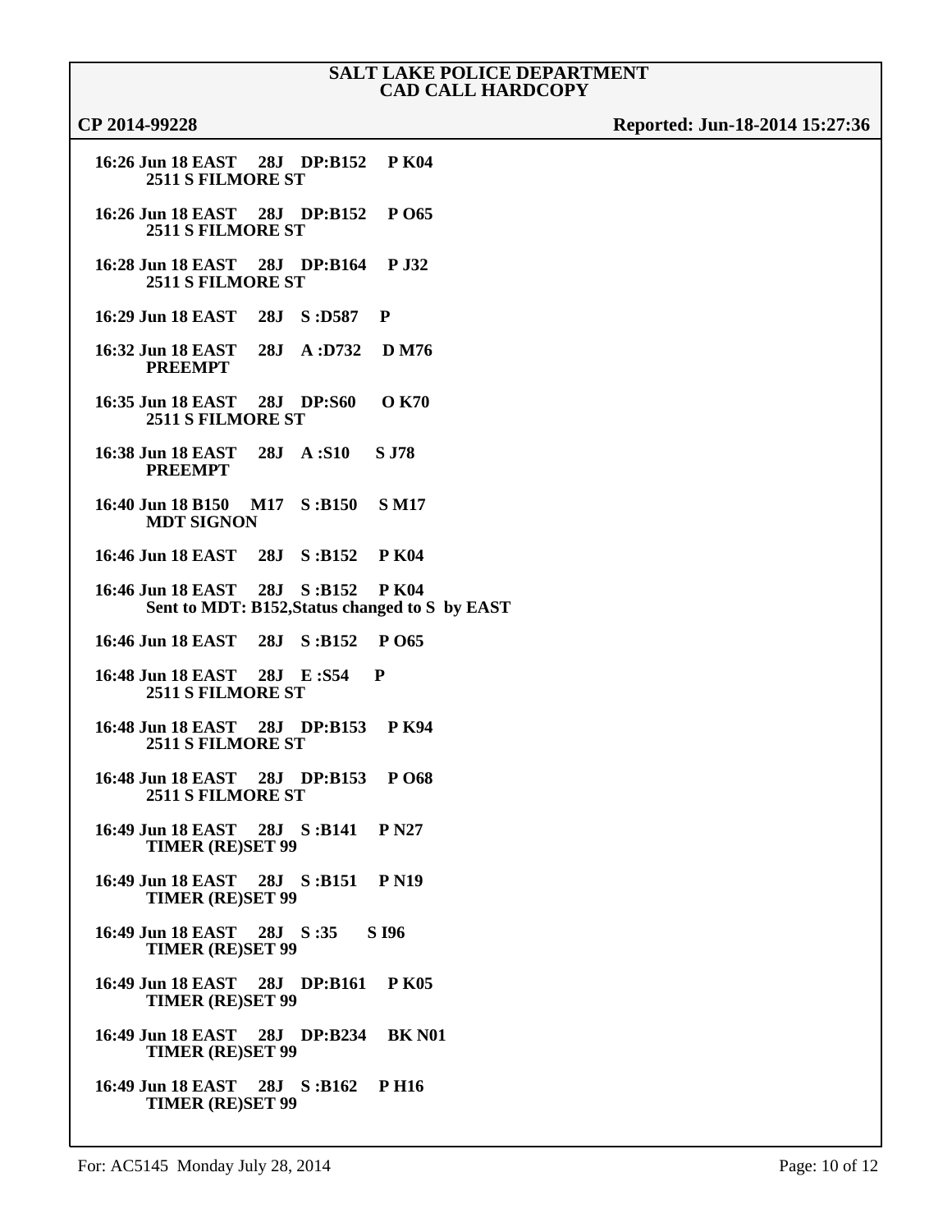**SALT LAKE POLICE DEPARTMENT**
**CAD CALL HARDCOPY**

**CP 2014-99228** **Reported: Jun-18-2014 15:27:36**

**16:26 Jun 18 EAST 28J DP:B152 P K04**
**2511 S FILMORE ST**

**16:26 Jun 18 EAST 28J DP:B152 P O65**
**2511 S FILMORE ST**

**16:28 Jun 18 EAST 28J DP:B164 P J32**
**2511 S FILMORE ST**

**16:29 Jun 18 EAST 28J S :D587 P**

**16:32 Jun 18 EAST 28J A :D732 D M76**
**PREEMPT**

**16:35 Jun 18 EAST 28J DP:S60 O K70**
**2511 S FILMORE ST**

**16:38 Jun 18 EAST 28J A :S10 S J78**
**PREEMPT**

**16:40 Jun 18 B150 M17 S :B150 S M17**
**MDT SIGNON**

**16:46 Jun 18 EAST 28J S :B152 P K04**

**16:46 Jun 18 EAST 28J S :B152 P K04**
**Sent to MDT: B152,Status changed to S by EAST**

**16:46 Jun 18 EAST 28J S :B152 P O65**

**16:48 Jun 18 EAST 28J E :S54 P**
**2511 S FILMORE ST**

**16:48 Jun 18 EAST 28J DP:B153 P K94**
**2511 S FILMORE ST**

**16:48 Jun 18 EAST 28J DP:B153 P O68**
**2511 S FILMORE ST**

**16:49 Jun 18 EAST 28J S :B141 P N27**
**TIMER (RE)SET 99**

**16:49 Jun 18 EAST 28J S :B151 P N19**
**TIMER (RE)SET 99**

**16:49 Jun 18 EAST 28J S :35 S I96**
**TIMER (RE)SET 99**

**16:49 Jun 18 EAST 28J DP:B161 P K05**
**TIMER (RE)SET 99**

**16:49 Jun 18 EAST 28J DP:B234 BK N01**
**TIMER (RE)SET 99**

**16:49 Jun 18 EAST 28J S :B162 P H16**
**TIMER (RE)SET 99**

For: AC5145 Monday July 28, 2014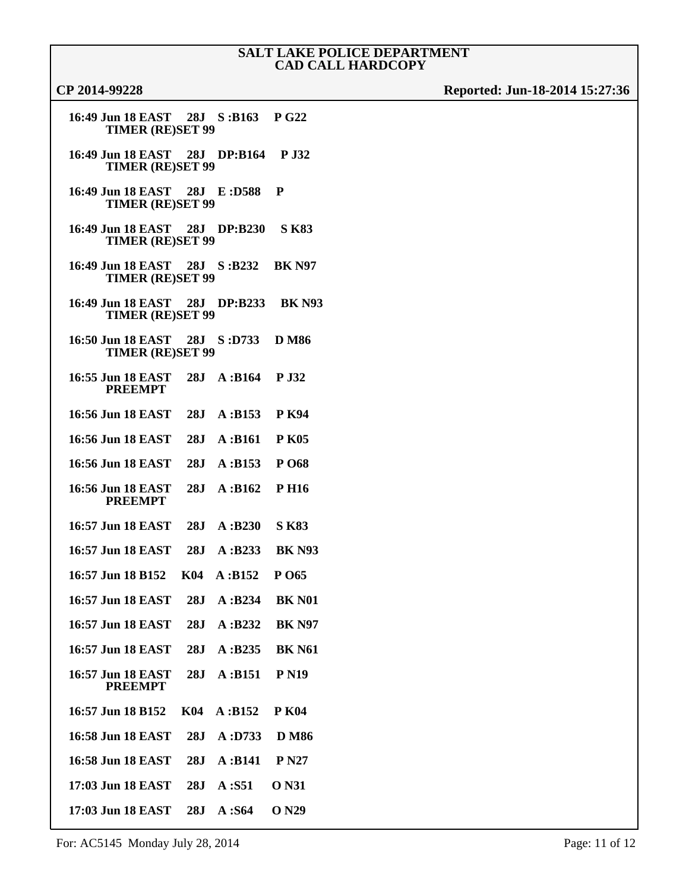**SALT LAKE POLICE DEPARTMENT**
**CAD CALL HARDCOPY**

**CP 2014-99228** **Reported: Jun-18-2014 15:27:36**

**16:49 Jun 18 EAST 28J S :B163 P G22**
**TIMER (RE)SET 99**

**16:49 Jun 18 EAST 28J DP:B164 P J32**
**TIMER (RE)SET 99**

**16:49 Jun 18 EAST 28J E :D588 P**
**TIMER (RE)SET 99**

**16:49 Jun 18 EAST 28J DP:B230 S K83**
**TIMER (RE)SET 99**

**16:49 Jun 18 EAST 28J S :B232 BK N97**
**TIMER (RE)SET 99**

**16:49 Jun 18 EAST 28J DP:B233 BK N93**
**TIMER (RE)SET 99**

**16:50 Jun 18 EAST 28J S :D733 D M86**
**TIMER (RE)SET 99**

**16:55 Jun 18 EAST 28J A :B164 P J32**
**PREEMPT**

**16:56 Jun 18 EAST 28J A :B153 P K94**

**16:56 Jun 18 EAST 28J A :B161 P K05**

**16:56 Jun 18 EAST 28J A :B153 P O68**

**16:56 Jun 18 EAST 28J A :B162 P H16**
**PREEMPT**

**16:57 Jun 18 EAST 28J A :B230 S K83**

**16:57 Jun 18 EAST 28J A :B233 BK N93**

**16:57 Jun 18 B152 K04 A :B152 P O65**

**16:57 Jun 18 EAST 28J A :B234 BK N01**

**16:57 Jun 18 EAST 28J A :B232 BK N97**

**16:57 Jun 18 EAST 28J A :B235 BK N61**

**16:57 Jun 18 EAST 28J A :B151 P N19**
**PREEMPT**

**16:57 Jun 18 B152 K04 A :B152 P K04**

**16:58 Jun 18 EAST 28J A :D733 D M86**

**16:58 Jun 18 EAST 28J A :B141 P N27**

**17:03 Jun 18 EAST 28J A :S51 O N31**

**17:03 Jun 18 EAST 28J A :S64 O N29**

For: AC5145 Monday July 28, 2014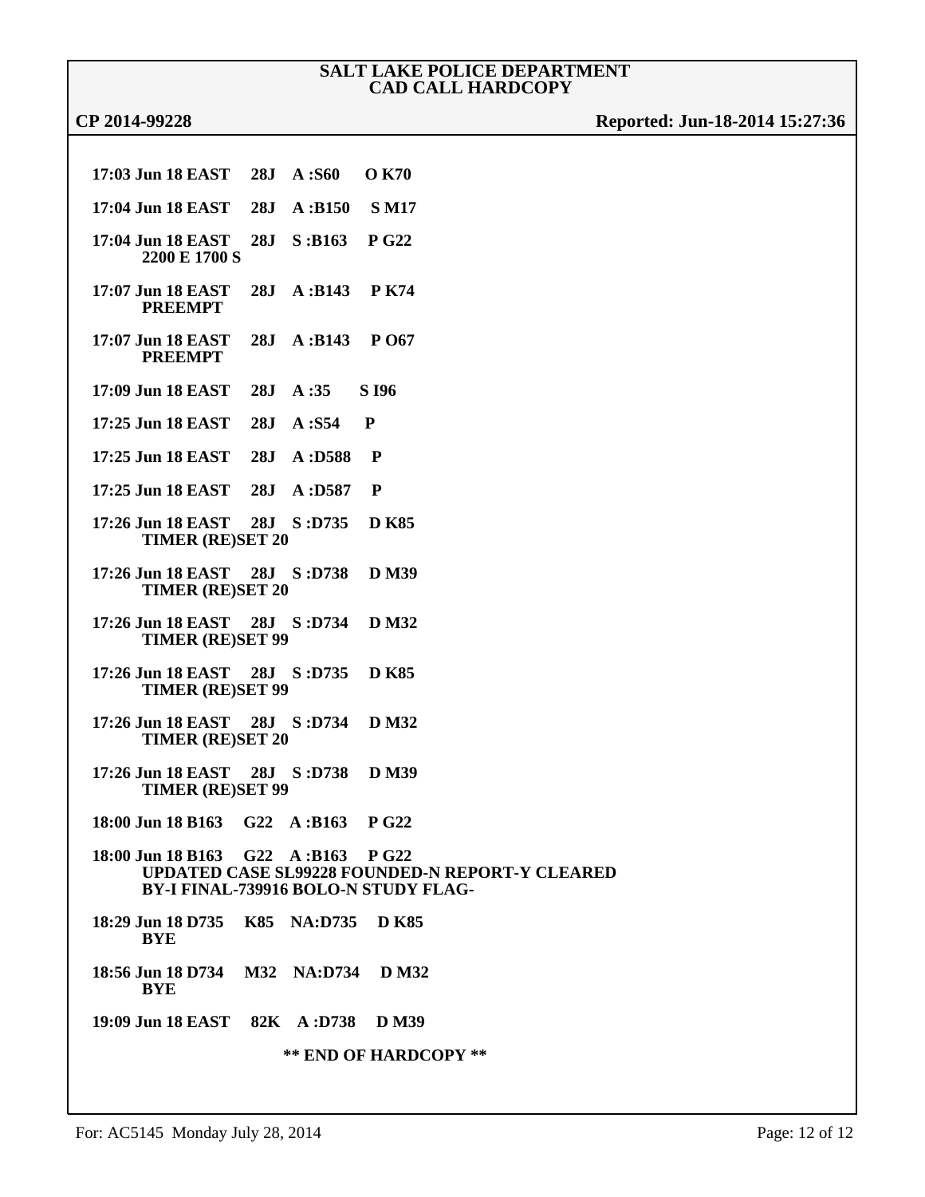**SALT LAKE POLICE DEPARTMENT**
**CAD CALL HARDCOPY**

**CP 2014-99228** **Reported: Jun-18-2014 15:27:36**

**17:03 Jun 18 EAST 28J A :S60 O K70**

**17:04 Jun 18 EAST 28J A :B150 S M17**

**17:04 Jun 18 EAST 28J S :B163 P G22**
**2200 E 1700 S**

**17:07 Jun 18 EAST 28J A :B143 P K74**
**PREEMPT**

**17:07 Jun 18 EAST 28J A :B143 P O67**
**PREEMPT**

**17:09 Jun 18 EAST 28J A :35 S I96**

**17:25 Jun 18 EAST 28J A :S54 P**

**17:25 Jun 18 EAST 28J A :D588 P**

**17:25 Jun 18 EAST 28J A :D587 P**

**17:26 Jun 18 EAST 28J S :D735 D K85**
**TIMER (RE)SET 20**

**17:26 Jun 18 EAST 28J S :D738 D M39**
**TIMER (RE)SET 20**

**17:26 Jun 18 EAST 28J S :D734 D M32**
**TIMER (RE)SET 99**

**17:26 Jun 18 EAST 28J S :D735 D K85**
**TIMER (RE)SET 99**

**17:26 Jun 18 EAST 28J S :D734 D M32**
**TIMER (RE)SET 20**

**17:26 Jun 18 EAST 28J S :D738 D M39**
**TIMER (RE)SET 99**

**18:00 Jun 18 B163 G22 A :B163 P G22**

**18:00 Jun 18 B163 G22 A :B163 P G22**
**UPDATED CASE SL99228 FOUNDED-N REPORT-Y CLEARED BY-I FINAL-739916 BOLO-N STUDY FLAG-**

**18:29 Jun 18 D735 K85 NA:D735 D K85**
**BYE**

**18:56 Jun 18 D734 M32 NA:D734 D M32**
**BYE**

**19:09 Jun 18 EAST 82K A :D738 D M39**

**\*\* END OF HARDCOPY \*\***

For: AC5145 Monday July 28, 2014